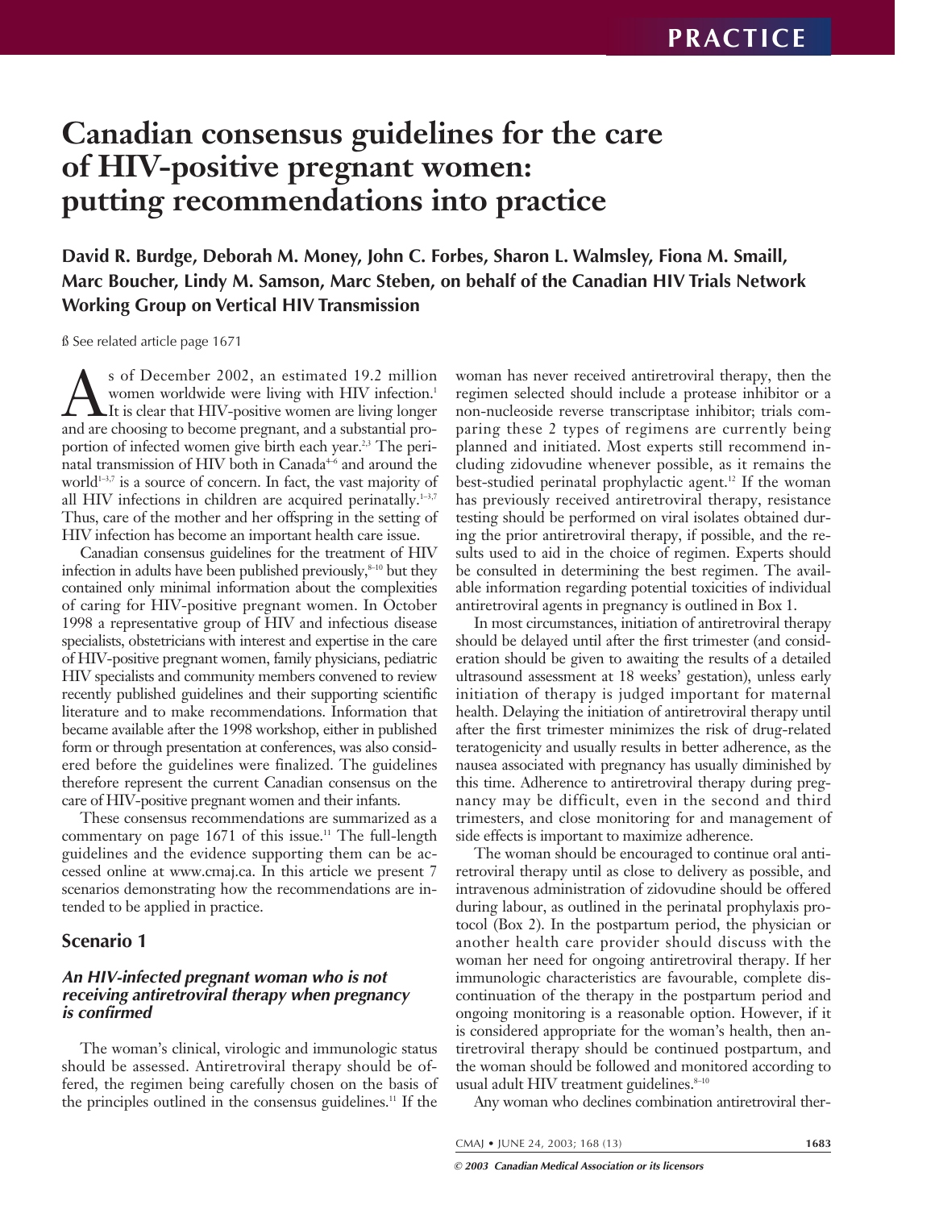# Canadian consensus guidelines for the care of HIV-positive pregnant women: putting recommendations into practice

**David R. Burdge, Deborah M. Money, John C. Forbes, Sharon L. Walmsley, Fiona M. Smaill, Marc Boucher, Lindy M. Samson, Marc Steben, on behalf of the Canadian HIV Trials Network Working Group on Vertical HIV Transmission**

ß See related article page 1671

As of December 2002, an estimated 19.2 million women worldwide were living with HIV infection.[1] It is clear that HIV-positive women are living longer and are choosing to become pregnant, and a substantial proportion of infected women give birth each year.[2,3] The perinatal transmission of HIV both in Canada[4–6] and around the world[1–3,7] is a source of concern. In fact, the vast majority of all HIV infections in children are acquired perinatally.[1–3,7] Thus, care of the mother and her offspring in the setting of HIV infection has become an important health care issue.

Canadian consensus guidelines for the treatment of HIV infection in adults have been published previously,[8–10] but they contained only minimal information about the complexities of caring for HIV-positive pregnant women. In October 1998 a representative group of HIV and infectious disease specialists, obstetricians with interest and expertise in the care of HIV-positive pregnant women, family physicians, pediatric HIV specialists and community members convened to review recently published guidelines and their supporting scientific literature and to make recommendations. Information that became available after the 1998 workshop, either in published form or through presentation at conferences, was also considered before the guidelines were finalized. The guidelines therefore represent the current Canadian consensus on the care of HIV-positive pregnant women and their infants.

These consensus recommendations are summarized as a commentary on page 1671 of this issue.[11] The full-length guidelines and the evidence supporting them can be accessed online at www.cmaj.ca. In this article we present 7 scenarios demonstrating how the recommendations are intended to be applied in practice.

## Scenario 1

### *An HIV-infected pregnant woman who is not receiving antiretroviral therapy when pregnancy is confirmed*

The woman's clinical, virologic and immunologic status should be assessed. Antiretroviral therapy should be offered, the regimen being carefully chosen on the basis of the principles outlined in the consensus guidelines.[11] If the woman has never received antiretroviral therapy, then the regimen selected should include a protease inhibitor or a non-nucleoside reverse transcriptase inhibitor; trials comparing these 2 types of regimens are currently being planned and initiated. Most experts still recommend including zidovudine whenever possible, as it remains the best-studied perinatal prophylactic agent.[12] If the woman has previously received antiretroviral therapy, resistance testing should be performed on viral isolates obtained during the prior antiretroviral therapy, if possible, and the results used to aid in the choice of regimen. Experts should be consulted in determining the best regimen. The available information regarding potential toxicities of individual antiretroviral agents in pregnancy is outlined in Box 1.

In most circumstances, initiation of antiretroviral therapy should be delayed until after the first trimester (and consideration should be given to awaiting the results of a detailed ultrasound assessment at 18 weeks' gestation), unless early initiation of therapy is judged important for maternal health. Delaying the initiation of antiretroviral therapy until after the first trimester minimizes the risk of drug-related teratogenicity and usually results in better adherence, as the nausea associated with pregnancy has usually diminished by this time. Adherence to antiretroviral therapy during pregnancy may be difficult, even in the second and third trimesters, and close monitoring for and management of side effects is important to maximize adherence.

The woman should be encouraged to continue oral antiretroviral therapy until as close to delivery as possible, and intravenous administration of zidovudine should be offered during labour, as outlined in the perinatal prophylaxis protocol (Box 2). In the postpartum period, the physician or another health care provider should discuss with the woman her need for ongoing antiretroviral therapy. If her immunologic characteristics are favourable, complete discontinuation of the therapy in the postpartum period and ongoing monitoring is a reasonable option. However, if it is considered appropriate for the woman's health, then antiretroviral therapy should be continued postpartum, and the woman should be followed and monitored according to usual adult HIV treatment guidelines.[8–10]

Any woman who declines combination antiretroviral ther-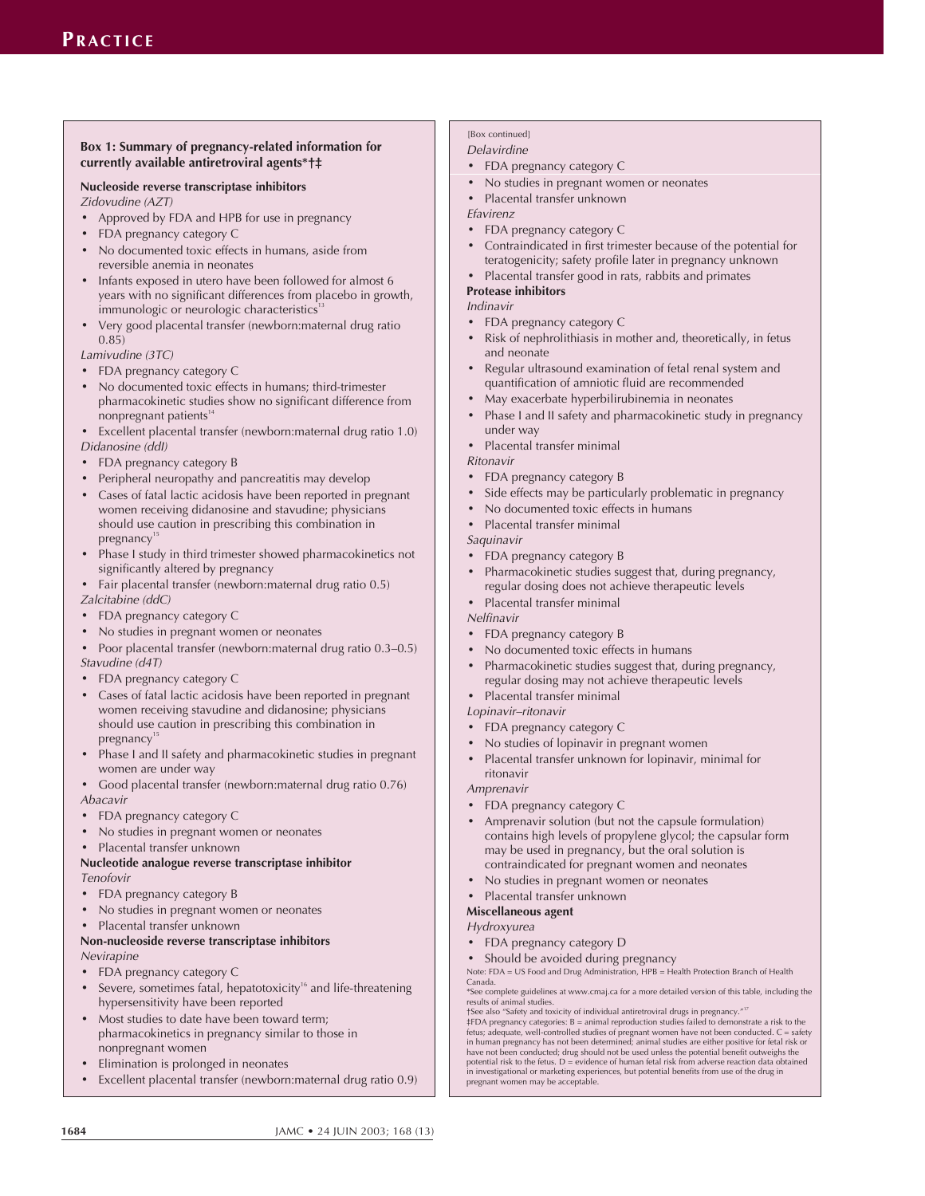**Box 1: Summary of pregnancy-related information for currently available antiretroviral agents*†‡**

**Nucleoside reverse transcriptase inhibitors**

*Zidovudine (AZT)*

- Approved by FDA and HPB for use in pregnancy
- FDA pregnancy category C
- No documented toxic effects in humans, aside from reversible anemia in neonates
- Infants exposed in utero have been followed for almost 6 years with no significant differences from placebo in growth, immunologic or neurologic characteristics[13]
- Very good placental transfer (newborn:maternal drug ratio 0.85)

*Lamivudine (3TC)*

- FDA pregnancy category C
- No documented toxic effects in humans; third-trimester pharmacokinetic studies show no significant difference from nonpregnant patients[14]
- Excellent placental transfer (newborn:maternal drug ratio 1.0)

*Didanosine (ddI)*

- FDA pregnancy category B
- Peripheral neuropathy and pancreatitis may develop
- Cases of fatal lactic acidosis have been reported in pregnant women receiving didanosine and stavudine; physicians should use caution in prescribing this combination in pregnancy[15]
- Phase I study in third trimester showed pharmacokinetics not significantly altered by pregnancy
- Fair placental transfer (newborn:maternal drug ratio 0.5)

*Zalcitabine (ddC)*

- FDA pregnancy category C
- No studies in pregnant women or neonates
- Poor placental transfer (newborn:maternal drug ratio 0.3–0.5)

*Stavudine (d4T)*

- FDA pregnancy category C
- Cases of fatal lactic acidosis have been reported in pregnant women receiving stavudine and didanosine; physicians should use caution in prescribing this combination in pregnancy[15]
- Phase I and II safety and pharmacokinetic studies in pregnant women are under way
- Good placental transfer (newborn:maternal drug ratio 0.76)

*Abacavir*

- FDA pregnancy category C
- No studies in pregnant women or neonates
- Placental transfer unknown

**Nucleotide analogue reverse transcriptase inhibitor**

*Tenofovir*

- FDA pregnancy category B
- No studies in pregnant women or neonates
- Placental transfer unknown

**Non-nucleoside reverse transcriptase inhibitors**

*Nevirapine*

- FDA pregnancy category C
- Severe, sometimes fatal, hepatotoxicity[16] and life-threatening hypersensitivity have been reported
- Most studies to date have been toward term; pharmacokinetics in pregnancy similar to those in nonpregnant women
- Elimination is prolonged in neonates
- Excellent placental transfer (newborn:maternal drug ratio 0.9)

[Box continued]

*Delavirdine*

- FDA pregnancy category C
- No studies in pregnant women or neonates
- Placental transfer unknown

*Efavirenz*

- FDA pregnancy category C
- Contraindicated in first trimester because of the potential for teratogenicity; safety profile later in pregnancy unknown
- Placental transfer good in rats, rabbits and primates

**Protease inhibitors**

*Indinavir*

- FDA pregnancy category C
- Risk of nephrolithiasis in mother and, theoretically, in fetus and neonate
- Regular ultrasound examination of fetal renal system and quantification of amniotic fluid are recommended
- May exacerbate hyperbilirubinemia in neonates
- Phase I and II safety and pharmacokinetic study in pregnancy under way
- Placental transfer minimal

*Ritonavir*

- FDA pregnancy category B
- Side effects may be particularly problematic in pregnancy
- No documented toxic effects in humans
- Placental transfer minimal

*Saquinavir*

- FDA pregnancy category B
- Pharmacokinetic studies suggest that, during pregnancy, regular dosing does not achieve therapeutic levels
- Placental transfer minimal

*Nelfinavir*

- FDA pregnancy category B
- No documented toxic effects in humans
- Pharmacokinetic studies suggest that, during pregnancy, regular dosing may not achieve therapeutic levels
- Placental transfer minimal

*Lopinavir–ritonavir*

- FDA pregnancy category C
- No studies of lopinavir in pregnant women
- Placental transfer unknown for lopinavir, minimal for ritonavir

*Amprenavir*

- FDA pregnancy category C
- Amprenavir solution (but not the capsule formulation) contains high levels of propylene glycol; the capsular form may be used in pregnancy, but the oral solution is contraindicated for pregnant women and neonates
- No studies in pregnant women or neonates
- Placental transfer unknown

**Miscellaneous agent**

*Hydroxyurea*

- FDA pregnancy category D
- Should be avoided during pregnancy

Note: FDA = US Food and Drug Administration, HPB = Health Protection Branch of Health Canada.
*See complete guidelines at www.cmaj.ca for a more detailed version of this table, including the results of animal studies.
†See also "Safety and toxicity of individual antiretroviral drugs in pregnancy."[17]
‡FDA pregnancy categories: B = animal reproduction studies failed to demonstrate a risk to the fetus; adequate, well-controlled studies of pregnant women have not been conducted. C = safety in human pregnancy has not been determined; animal studies are either positive for fetal risk or have not been conducted; drug should not be used unless the potential benefit outweighs the potential risk to the fetus. D = evidence of human fetal risk from adverse reaction data obtained in investigational or marketing experiences, but potential benefits from use of the drug in pregnant women may be acceptable.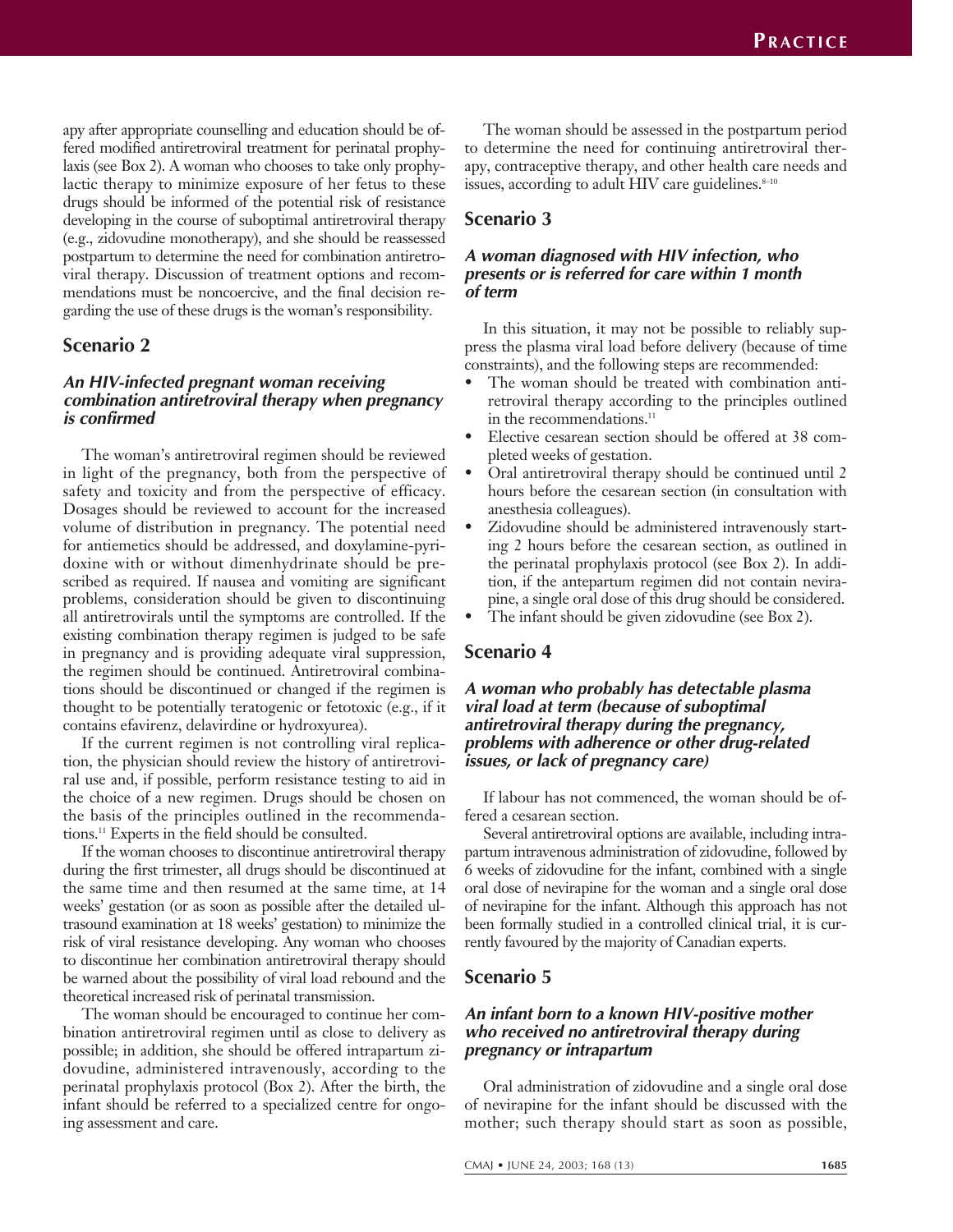apy after appropriate counselling and education should be offered modified antiretroviral treatment for perinatal prophylaxis (see Box 2). A woman who chooses to take only prophylactic therapy to minimize exposure of her fetus to these drugs should be informed of the potential risk of resistance developing in the course of suboptimal antiretroviral therapy (e.g., zidovudine monotherapy), and she should be reassessed postpartum to determine the need for combination antiretroviral therapy. Discussion of treatment options and recommendations must be noncoercive, and the final decision regarding the use of these drugs is the woman's responsibility.

## Scenario 2

### *An HIV-infected pregnant woman receiving combination antiretroviral therapy when pregnancy is confirmed*

The woman's antiretroviral regimen should be reviewed in light of the pregnancy, both from the perspective of safety and toxicity and from the perspective of efficacy. Dosages should be reviewed to account for the increased volume of distribution in pregnancy. The potential need for antiemetics should be addressed, and doxylamine-pyridoxine with or without dimenhydrinate should be prescribed as required. If nausea and vomiting are significant problems, consideration should be given to discontinuing all antiretrovirals until the symptoms are controlled. If the existing combination therapy regimen is judged to be safe in pregnancy and is providing adequate viral suppression, the regimen should be continued. Antiretroviral combinations should be discontinued or changed if the regimen is thought to be potentially teratogenic or fetotoxic (e.g., if it contains efavirenz, delavirdine or hydroxyurea).

If the current regimen is not controlling viral replication, the physician should review the history of antiretroviral use and, if possible, perform resistance testing to aid in the choice of a new regimen. Drugs should be chosen on the basis of the principles outlined in the recommendations.[11] Experts in the field should be consulted.

If the woman chooses to discontinue antiretroviral therapy during the first trimester, all drugs should be discontinued at the same time and then resumed at the same time, at 14 weeks' gestation (or as soon as possible after the detailed ultrasound examination at 18 weeks' gestation) to minimize the risk of viral resistance developing. Any woman who chooses to discontinue her combination antiretroviral therapy should be warned about the possibility of viral load rebound and the theoretical increased risk of perinatal transmission.

The woman should be encouraged to continue her combination antiretroviral regimen until as close to delivery as possible; in addition, she should be offered intrapartum zidovudine, administered intravenously, according to the perinatal prophylaxis protocol (Box 2). After the birth, the infant should be referred to a specialized centre for ongoing assessment and care.

The woman should be assessed in the postpartum period to determine the need for continuing antiretroviral therapy, contraceptive therapy, and other health care needs and issues, according to adult HIV care guidelines.[8–10]

## Scenario 3

### *A woman diagnosed with HIV infection, who presents or is referred for care within 1 month of term*

In this situation, it may not be possible to reliably suppress the plasma viral load before delivery (because of time constraints), and the following steps are recommended:

- The woman should be treated with combination antiretroviral therapy according to the principles outlined in the recommendations.[11]
- Elective cesarean section should be offered at 38 completed weeks of gestation.
- Oral antiretroviral therapy should be continued until 2 hours before the cesarean section (in consultation with anesthesia colleagues).
- Zidovudine should be administered intravenously starting 2 hours before the cesarean section, as outlined in the perinatal prophylaxis protocol (see Box 2). In addition, if the antepartum regimen did not contain nevirapine, a single oral dose of this drug should be considered.
- The infant should be given zidovudine (see Box 2).

## Scenario 4

### *A woman who probably has detectable plasma viral load at term (because of suboptimal antiretroviral therapy during the pregnancy, problems with adherence or other drug-related issues, or lack of pregnancy care)*

If labour has not commenced, the woman should be offered a cesarean section.

Several antiretroviral options are available, including intrapartum intravenous administration of zidovudine, followed by 6 weeks of zidovudine for the infant, combined with a single oral dose of nevirapine for the woman and a single oral dose of nevirapine for the infant. Although this approach has not been formally studied in a controlled clinical trial, it is currently favoured by the majority of Canadian experts.

## Scenario 5

### *An infant born to a known HIV-positive mother who received no antiretroviral therapy during pregnancy or intrapartum*

Oral administration of zidovudine and a single oral dose of nevirapine for the infant should be discussed with the mother; such therapy should start as soon as possible,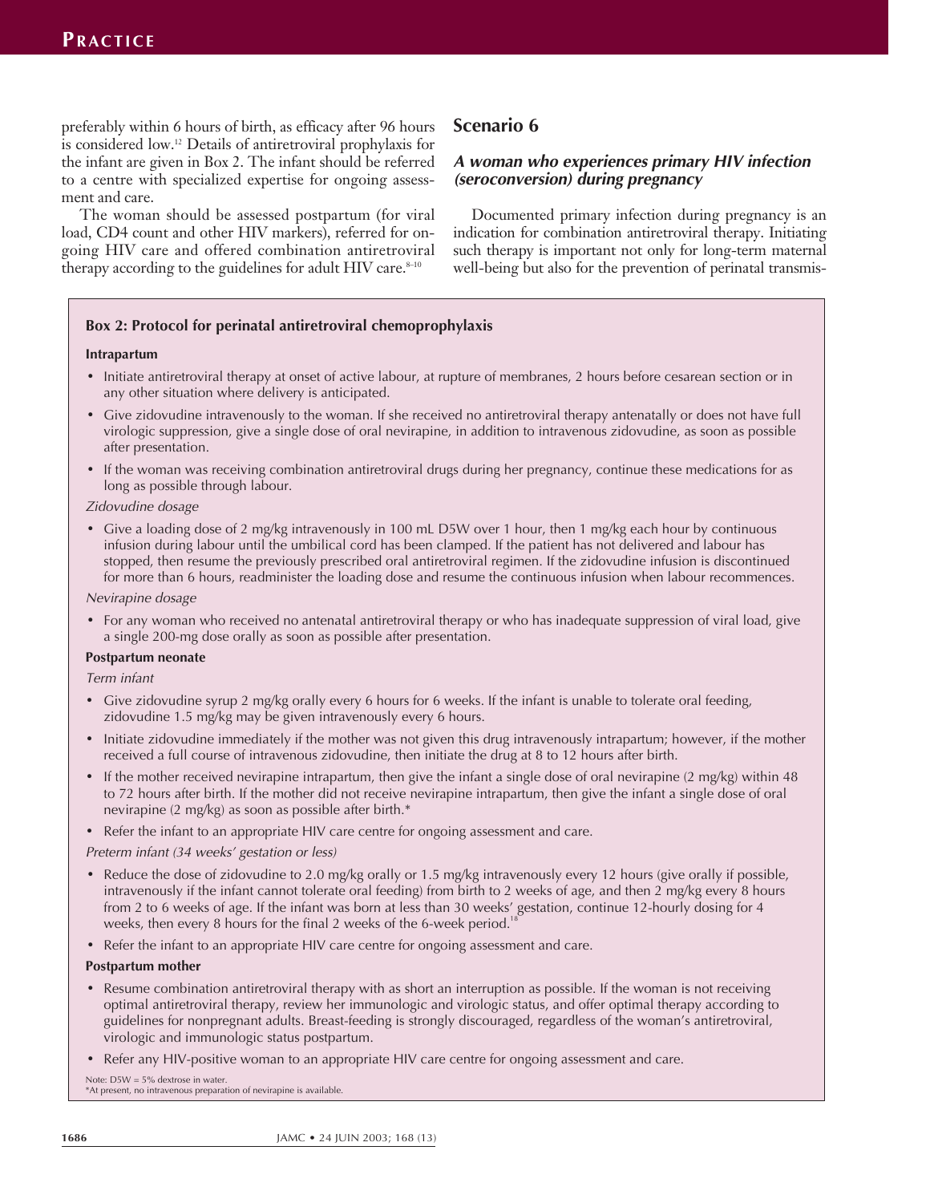preferably within 6 hours of birth, as efficacy after 96 hours is considered low.[12] Details of antiretroviral prophylaxis for the infant are given in Box 2. The infant should be referred to a centre with specialized expertise for ongoing assessment and care.

The woman should be assessed postpartum (for viral load, CD4 count and other HIV markers), referred for ongoing HIV care and offered combination antiretroviral therapy according to the guidelines for adult HIV care.[8–10]

## Scenario 6

### *A woman who experiences primary HIV infection (seroconversion) during pregnancy*

Documented primary infection during pregnancy is an indication for combination antiretroviral therapy. Initiating such therapy is important not only for long-term maternal well-being but also for the prevention of perinatal transmis-

---

**Box 2: Protocol for perinatal antiretroviral chemoprophylaxis**

**Intrapartum**

- Initiate antiretroviral therapy at onset of active labour, at rupture of membranes, 2 hours before cesarean section or in any other situation where delivery is anticipated.
- Give zidovudine intravenously to the woman. If she received no antiretroviral therapy antenatally or does not have full virologic suppression, give a single dose of oral nevirapine, in addition to intravenous zidovudine, as soon as possible after presentation.
- If the woman was receiving combination antiretroviral drugs during her pregnancy, continue these medications for as long as possible through labour.

*Zidovudine dosage*

- Give a loading dose of 2 mg/kg intravenously in 100 mL D5W over 1 hour, then 1 mg/kg each hour by continuous infusion during labour until the umbilical cord has been clamped. If the patient has not delivered and labour has stopped, then resume the previously prescribed oral antiretroviral regimen. If the zidovudine infusion is discontinued for more than 6 hours, readminister the loading dose and resume the continuous infusion when labour recommences.

*Nevirapine dosage*

- For any woman who received no antenatal antiretroviral therapy or who has inadequate suppression of viral load, give a single 200-mg dose orally as soon as possible after presentation.

**Postpartum neonate**

*Term infant*

- Give zidovudine syrup 2 mg/kg orally every 6 hours for 6 weeks. If the infant is unable to tolerate oral feeding, zidovudine 1.5 mg/kg may be given intravenously every 6 hours.
- Initiate zidovudine immediately if the mother was not given this drug intravenously intrapartum; however, if the mother received a full course of intravenous zidovudine, then initiate the drug at 8 to 12 hours after birth.
- If the mother received nevirapine intrapartum, then give the infant a single dose of oral nevirapine (2 mg/kg) within 48 to 72 hours after birth. If the mother did not receive nevirapine intrapartum, then give the infant a single dose of oral nevirapine (2 mg/kg) as soon as possible after birth.*
- Refer the infant to an appropriate HIV care centre for ongoing assessment and care.

*Preterm infant (34 weeks' gestation or less)*

- Reduce the dose of zidovudine to 2.0 mg/kg orally or 1.5 mg/kg intravenously every 12 hours (give orally if possible, intravenously if the infant cannot tolerate oral feeding) from birth to 2 weeks of age, and then 2 mg/kg every 8 hours from 2 to 6 weeks of age. If the infant was born at less than 30 weeks' gestation, continue 12-hourly dosing for 4 weeks, then every 8 hours for the final 2 weeks of the 6-week period.[18]
- Refer the infant to an appropriate HIV care centre for ongoing assessment and care.

**Postpartum mother**

- Resume combination antiretroviral therapy with as short an interruption as possible. If the woman is not receiving optimal antiretroviral therapy, review her immunologic and virologic status, and offer optimal therapy according to guidelines for nonpregnant adults. Breast-feeding is strongly discouraged, regardless of the woman's antiretroviral, virologic and immunologic status postpartum.
- Refer any HIV-positive woman to an appropriate HIV care centre for ongoing assessment and care.

Note: D5W = 5% dextrose in water.
*At present, no intravenous preparation of nevirapine is available.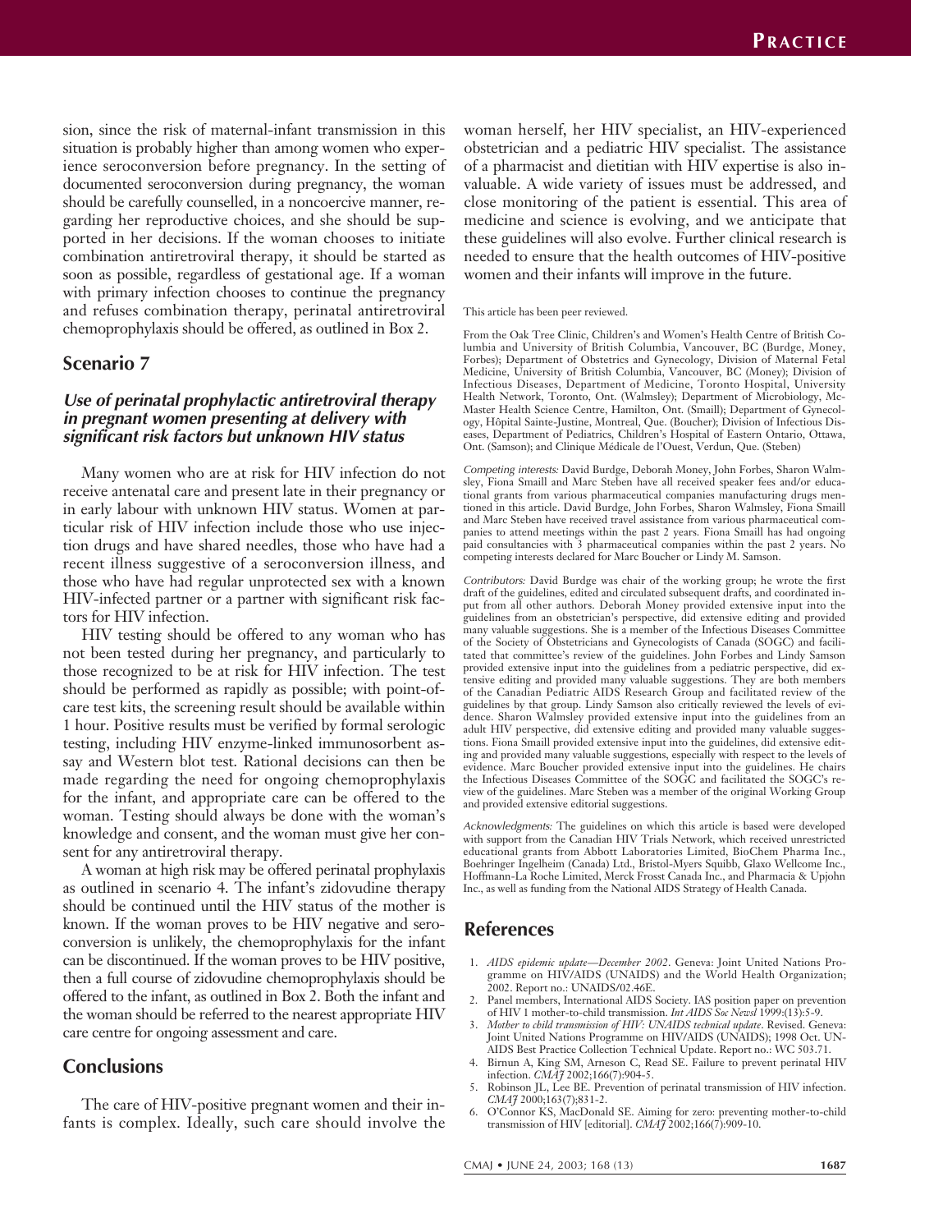sion, since the risk of maternal-infant transmission in this situation is probably higher than among women who experience seroconversion before pregnancy. In the setting of documented seroconversion during pregnancy, the woman should be carefully counselled, in a noncoercive manner, regarding her reproductive choices, and she should be supported in her decisions. If the woman chooses to initiate combination antiretroviral therapy, it should be started as soon as possible, regardless of gestational age. If a woman with primary infection chooses to continue the pregnancy and refuses combination therapy, perinatal antiretroviral chemoprophylaxis should be offered, as outlined in Box 2.

## Scenario 7

### *Use of perinatal prophylactic antiretroviral therapy in pregnant women presenting at delivery with significant risk factors but unknown HIV status*

Many women who are at risk for HIV infection do not receive antenatal care and present late in their pregnancy or in early labour with unknown HIV status. Women at particular risk of HIV infection include those who use injection drugs and have shared needles, those who have had a recent illness suggestive of a seroconversion illness, and those who have had regular unprotected sex with a known HIV-infected partner or a partner with significant risk factors for HIV infection.

HIV testing should be offered to any woman who has not been tested during her pregnancy, and particularly to those recognized to be at risk for HIV infection. The test should be performed as rapidly as possible; with point-of-care test kits, the screening result should be available within 1 hour. Positive results must be verified by formal serologic testing, including HIV enzyme-linked immunosorbent assay and Western blot test. Rational decisions can then be made regarding the need for ongoing chemoprophylaxis for the infant, and appropriate care can be offered to the woman. Testing should always be done with the woman's knowledge and consent, and the woman must give her consent for any antiretroviral therapy.

A woman at high risk may be offered perinatal prophylaxis as outlined in scenario 4. The infant's zidovudine therapy should be continued until the HIV status of the mother is known. If the woman proves to be HIV negative and seroconversion is unlikely, the chemoprophylaxis for the infant can be discontinued. If the woman proves to be HIV positive, then a full course of zidovudine chemoprophylaxis should be offered to the infant, as outlined in Box 2. Both the infant and the woman should be referred to the nearest appropriate HIV care centre for ongoing assessment and care.

## Conclusions

The care of HIV-positive pregnant women and their infants is complex. Ideally, such care should involve the woman herself, her HIV specialist, an HIV-experienced obstetrician and a pediatric HIV specialist. The assistance of a pharmacist and dietitian with HIV expertise is also invaluable. A wide variety of issues must be addressed, and close monitoring of the patient is essential. This area of medicine and science is evolving, and we anticipate that these guidelines will also evolve. Further clinical research is needed to ensure that the health outcomes of HIV-positive women and their infants will improve in the future.

This article has been peer reviewed.

From the Oak Tree Clinic, Children's and Women's Health Centre of British Columbia and University of British Columbia, Vancouver, BC (Burdge, Money, Forbes); Department of Obstetrics and Gynecology, Division of Maternal Fetal Medicine, University of British Columbia, Vancouver, BC (Money); Division of Infectious Diseases, Department of Medicine, Toronto Hospital, University Health Network, Toronto, Ont. (Walmsley); Department of Microbiology, McMaster Health Science Centre, Hamilton, Ont. (Smaill); Department of Gynecology, Hôpital Sainte-Justine, Montreal, Que. (Boucher); Division of Infectious Diseases, Department of Pediatrics, Children's Hospital of Eastern Ontario, Ottawa, Ont. (Samson); and Clinique Médicale de l'Ouest, Verdun, Que. (Steben)

*Competing interests:* David Burdge, Deborah Money, John Forbes, Sharon Walmsley, Fiona Smaill and Marc Steben have all received speaker fees and/or educational grants from various pharmaceutical companies manufacturing drugs mentioned in this article. David Burdge, John Forbes, Sharon Walmsley, Fiona Smaill and Marc Steben have received travel assistance from various pharmaceutical companies to attend meetings within the past 2 years. Fiona Smaill has had ongoing paid consultancies with 3 pharmaceutical companies within the past 2 years. No competing interests declared for Marc Boucher or Lindy M. Samson.

*Contributors:* David Burdge was chair of the working group; he wrote the first draft of the guidelines, edited and circulated subsequent drafts, and coordinated input from all other authors. Deborah Money provided extensive input into the guidelines from an obstetrician's perspective, did extensive editing and provided many valuable suggestions. She is a member of the Infectious Diseases Committee of the Society of Obstetricians and Gynecologists of Canada (SOGC) and facilitated that committee's review of the guidelines. John Forbes and Lindy Samson provided extensive input into the guidelines from a pediatric perspective, did extensive editing and provided many valuable suggestions. They are both members of the Canadian Pediatric AIDS Research Group and facilitated review of the guidelines by that group. Lindy Samson also critically reviewed the levels of evidence. Sharon Walmsley provided extensive input into the guidelines from an adult HIV perspective, did extensive editing and provided many valuable suggestions. Fiona Smaill provided extensive input into the guidelines, did extensive editing and provided many valuable suggestions, especially with respect to the levels of evidence. Marc Boucher provided extensive input into the guidelines. He chairs the Infectious Diseases Committee of the SOGC and facilitated the SOGC's review of the guidelines. Marc Steben was a member of the original Working Group and provided extensive editorial suggestions.

*Acknowledgments:* The guidelines on which this article is based were developed with support from the Canadian HIV Trials Network, which received unrestricted educational grants from Abbott Laboratories Limited, BioChem Pharma Inc., Boehringer Ingelheim (Canada) Ltd., Bristol-Myers Squibb, Glaxo Wellcome Inc., Hoffmann-La Roche Limited, Merck Frosst Canada Inc., and Pharmacia & Upjohn Inc., as well as funding from the National AIDS Strategy of Health Canada.

## References

1. *AIDS epidemic update—December 2002*. Geneva: Joint United Nations Programme on HIV/AIDS (UNAIDS) and the World Health Organization; 2002. Report no.: UNAIDS/02.46E.
2. Panel members, International AIDS Society. IAS position paper on prevention of HIV 1 mother-to-child transmission. *Int AIDS Soc Newsl* 1999:(13):5-9.
3. *Mother to child transmission of HIV: UNAIDS technical update*. Revised. Geneva: Joint United Nations Programme on HIV/AIDS (UNAIDS); 1998 Oct. UNAIDS Best Practice Collection Technical Update. Report no.: WC 503.71.
4. Birnun A, King SM, Arneson C, Read SE. Failure to prevent perinatal HIV infection. *CMAJ* 2002;166(7):904-5.
5. Robinson JL, Lee BE. Prevention of perinatal transmission of HIV infection. *CMAJ* 2000;163(7);831-2.
6. O'Connor KS, MacDonald SE. Aiming for zero: preventing mother-to-child transmission of HIV [editorial]. *CMAJ* 2002;166(7):909-10.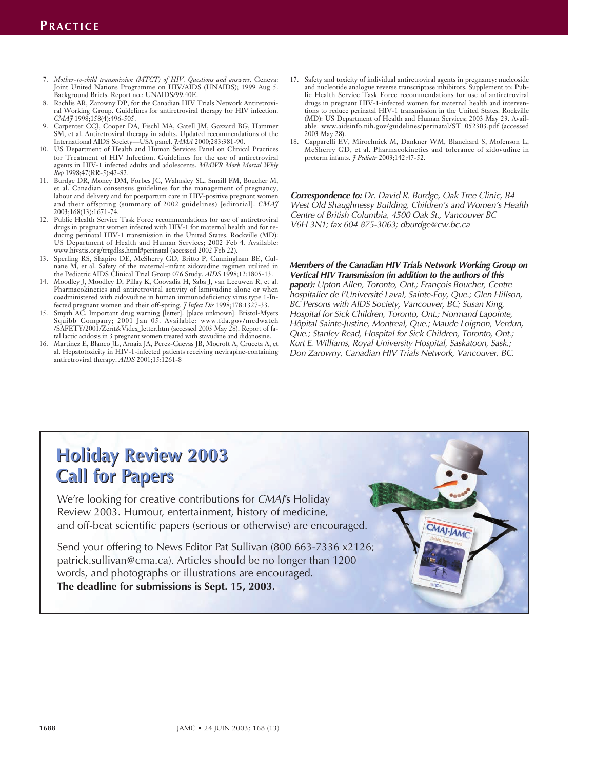7. *Mother-to-child transmission (MTCT) of HIV. Questions and answers.* Geneva: Joint United Nations Programme on HIV/AIDS (UNAIDS); 1999 Aug 5. Background Briefs. Report no.: UNAIDS/99.40E.
8. Rachlis AR, Zarowny DP, for the Canadian HIV Trials Network Antiretroviral Working Group. Guidelines for antiretroviral therapy for HIV infection. *CMAJ* 1998;158(4):496-505.
9. Carpenter CCJ, Cooper DA, Fischl MA, Gatell JM, Gazzard BG, Hammer SM, et al. Antiretroviral therapy in adults. Updated recommendations of the International AIDS Society—USA panel. *JAMA* 2000;283:381-90.
10. US Department of Health and Human Services Panel on Clinical Practices for Treatment of HIV Infection. Guidelines for the use of antiretroviral agents in HIV-1 infected adults and adolescents. *MMWR Morb Mortal Wkly Rep* 1998;47(RR-5):42-82.
11. Burdge DR, Money DM, Forbes JC, Walmsley SL, Smaill FM, Boucher M, et al. Canadian consensus guidelines for the management of pregnancy, labour and delivery and for postpartum care in HIV-positive pregnant women and their offspring (summary of 2002 guidelines) [editorial]. *CMAJ* 2003;168(13):1671-74.
12. Public Health Service Task Force recommendations for use of antiretroviral drugs in pregnant women infected with HIV-1 for maternal health and for reducing perinatal HIV-1 transmission in the United States. Rockville (MD): US Department of Health and Human Services; 2002 Feb 4. Available: www.hivatis.org/trtgdlas.html#perinatal (accessed 2002 Feb 22).
13. Sperling RS, Shapiro DE, McSherry GD, Britto P, Cunningham BE, Culnane M, et al. Safety of the maternal–infant zidovudine regimen utilized in the Pediatric AIDS Clinical Trial Group 076 Study. *AIDS* 1998;12:1805-13.
14. Moodley J, Moodley D, Pillay K, Coovadia H, Saba J, van Leeuwen R, et al. Pharmacokinetics and antiretroviral activity of lamivudine alone or when coadministered with zidovudine in human immunodeficiency virus type 1-Infected pregnant women and their off-spring. *J Infect Dis* 1998;178:1327-33.
15. Smyth AC. Important drug warning [letter]. [place unknown]: Bristol-Myers Squibb Company; 2001 Jan 05. Available: www.fda.gov/medwatch/SAFETY/2001/Zerit&Videx_letter.htm (accessed 2003 May 28). Report of fatal lactic acidosis in 3 pregnant women treated with stavudine and didanosine.
16. Martinez E, Blanco JL, Arnaiz JA, Perez-Cuevas JB, Mocroft A, Cruceta A, et al. Hepatotoxicity in HIV-1-infected patients receiving nevirapine-containing antiretroviral therapy. *AIDS* 2001;15:1261-8
17. Safety and toxicity of individual antiretroviral agents in pregnancy: nucleoside and nucleotide analogue reverse transcriptase inhibitors. Supplement to: Public Health Service Task Force recommendations for use of antiretroviral drugs in pregnant HIV-1-infected women for maternal health and interventions to reduce perinatal HIV-1 transmission in the United States. Rockville (MD): US Department of Health and Human Services; 2003 May 23. Available: www.aidsinfo.nih.gov/guidelines/perinatal/ST_052303.pdf (accessed 2003 May 28).
18. Capparelli EV, Mirochnick M, Dankner WM, Blanchard S, Mofenson L, McSherry GD, et al. Pharmacokinetics and tolerance of zidovudine in preterm infants. *J Pediatr* 2003;142:47-52.

***Correspondence to:*** *Dr. David R. Burdge, Oak Tree Clinic, B4 West Old Shaughnessy Building, Children's and Women's Health Centre of British Columbia, 4500 Oak St., Vancouver BC V6H 3N1; fax 604 875-3063; dburdge@cw.bc.ca*

***Members of the Canadian HIV Trials Network Working Group on Vertical HIV Transmission (in addition to the authors of this paper):*** *Upton Allen, Toronto, Ont.; François Boucher, Centre hospitalier de l'Université Laval, Sainte-Foy, Que.; Glen Hillson, BC Persons with AIDS Society, Vancouver, BC; Susan King, Hospital for Sick Children, Toronto, Ont.; Normand Lapointe, Hôpital Sainte-Justine, Montreal, Que.; Maude Loignon, Verdun, Que.; Stanley Read, Hospital for Sick Children, Toronto, Ont.; Kurt E. Williams, Royal University Hospital, Saskatoon, Sask.; Don Zarowny, Canadian HIV Trials Network, Vancouver, BC.*

## Holiday Review 2003 Call for Papers

We're looking for creative contributions for *CMAJ*'s Holiday Review 2003. Humour, entertainment, history of medicine, and off-beat scientific papers (serious or otherwise) are encouraged.

Send your offering to News Editor Pat Sullivan (800 663-7336 x2126; patrick.sullivan@cma.ca). Articles should be no longer than 1200 words, and photographs or illustrations are encouraged.

**The deadline for submissions is Sept. 15, 2003.**